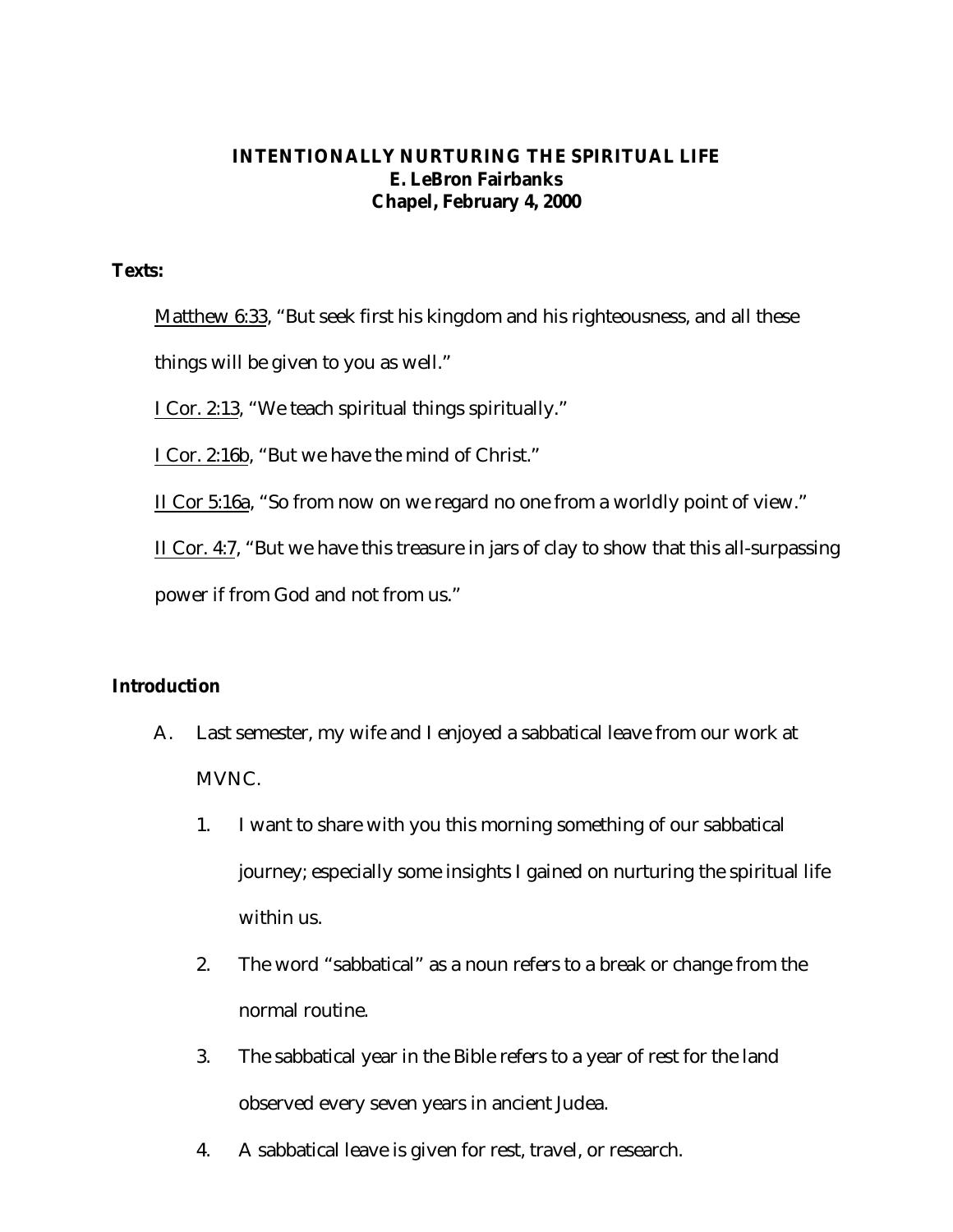# INTENTIONALLY NURTURING THE SPIRITUAL LIFE

**E. LeBron Fairbanks**

**Chapel, February 4, 2000**

**Texts:**

Matthew 6:33, "But seek first his kingdom and his righteousness, and all these things will be given to you as well."

I Cor. 2:13, "We teach spiritual things spiritually."

I Cor. 2:16b, "But we have the mind of Christ."

II Cor 5:16a, "So from now on we regard no one from a worldly point of view."

II Cor. 4:7, "But we have this treasure in jars of clay to show that this all-surpassing power if from God and not from us."

**Introduction**

A. Last semester, my wife and I enjoyed a sabbatical leave from our work at MVNC.

1. I want to share with you this morning something of our sabbatical journey; especially some insights I gained on nurturing the spiritual life within us.
2. The word "sabbatical" as a noun refers to a break or change from the normal routine.
3. The sabbatical year in the Bible refers to a year of rest for the land observed every seven years in ancient Judea.
4. A sabbatical leave is given for rest, travel, or research.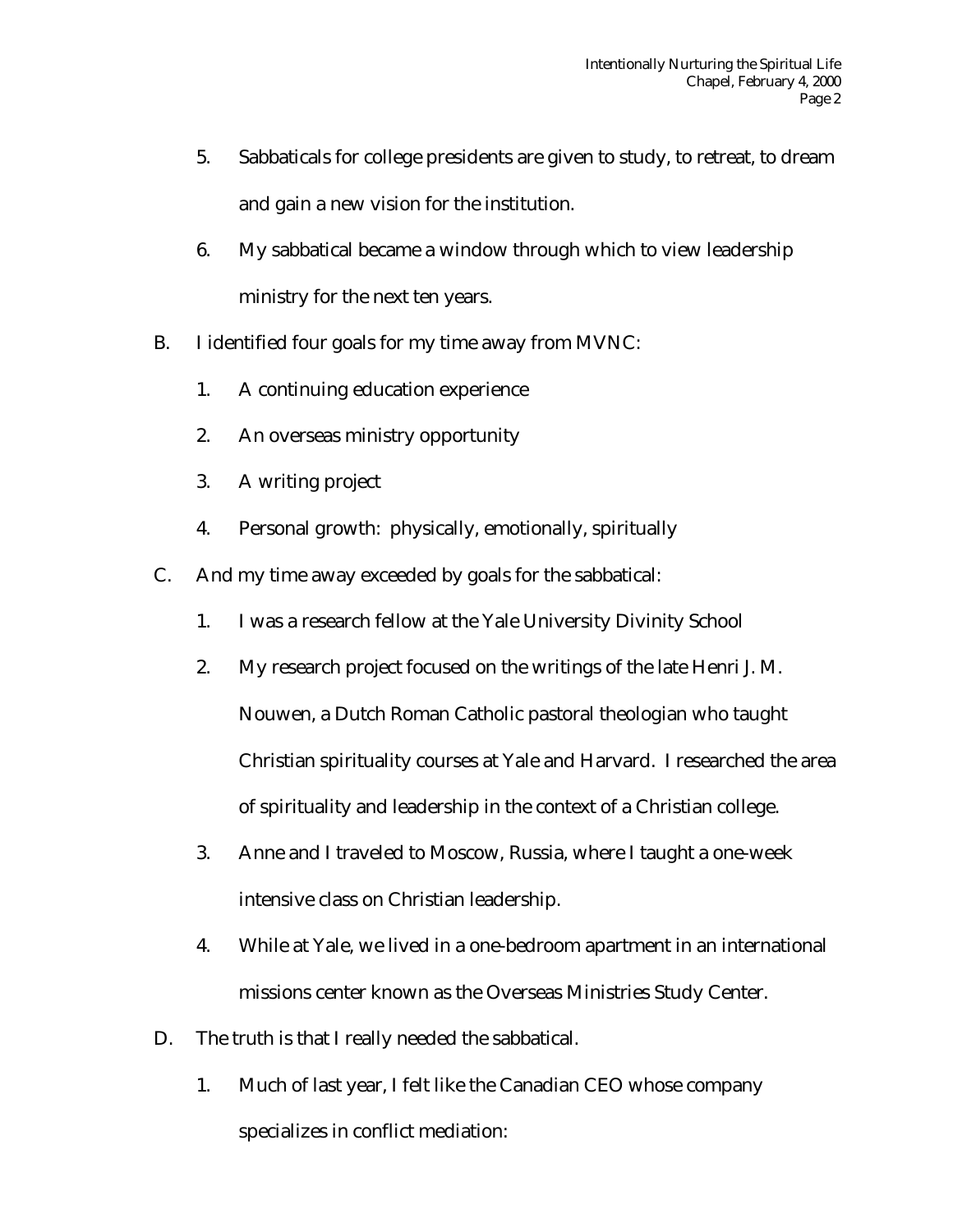5. Sabbaticals for college presidents are given to study, to retreat, to dream and gain a new vision for the institution.
6. My sabbatical became a window through which to view leadership ministry for the next ten years.

B. I identified four goals for my time away from MVNC:
   1. A continuing education experience
   2. An overseas ministry opportunity
   3. A writing project
   4. Personal growth: physically, emotionally, spiritually

C. And my time away exceeded by goals for the sabbatical:
   1. I was a research fellow at the Yale University Divinity School
   2. My research project focused on the writings of the late Henri J. M. Nouwen, a Dutch Roman Catholic pastoral theologian who taught Christian spirituality courses at Yale and Harvard. I researched the area of spirituality and leadership in the context of a Christian college.
   3. Anne and I traveled to Moscow, Russia, where I taught a one-week intensive class on Christian leadership.
   4. While at Yale, we lived in a one-bedroom apartment in an international missions center known as the Overseas Ministries Study Center.

D. The truth is that I really needed the sabbatical.
   1. Much of last year, I felt like the Canadian CEO whose company specializes in conflict mediation: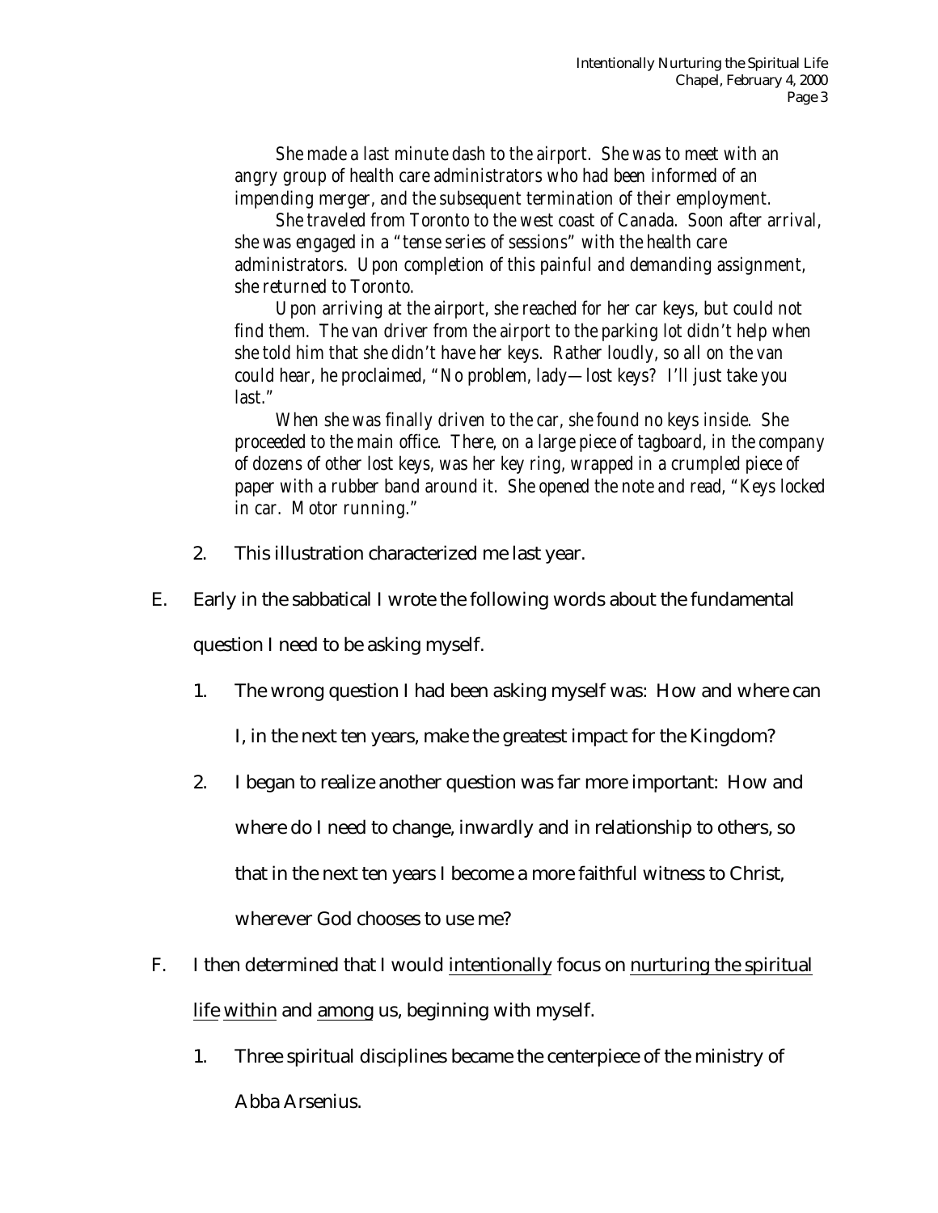*She made a last minute dash to the airport. She was to meet with an angry group of health care administrators who had been informed of an impending merger, and the subsequent termination of their employment.*

*She traveled from Toronto to the west coast of Canada. Soon after arrival, she was engaged in a "tense series of sessions" with the health care administrators. Upon completion of this painful and demanding assignment, she returned to Toronto.*

*Upon arriving at the airport, she reached for her car keys, but could not find them. The van driver from the airport to the parking lot didn't help when she told him that she didn't have her keys. Rather loudly, so all on the van could hear, he proclaimed, "No problem, lady—lost keys? I'll just take you last."*

*When she was finally driven to the car, she found no keys inside. She proceeded to the main office. There, on a large piece of tagboard, in the company of dozens of other lost keys, was her key ring, wrapped in a crumpled piece of paper with a rubber band around it. She opened the note and read, "Keys locked in car. Motor running."*

2. This illustration characterized me last year.

E. Early in the sabbatical I wrote the following words about the fundamental question I need to be asking myself.

   1. The wrong question I had been asking myself was: How and where can I, in the next ten years, make the greatest impact for the Kingdom?

   2. I began to realize another question was far more important: How and where do I need to change, inwardly and in relationship to others, so that in the next ten years I become a more faithful witness to Christ, wherever God chooses to use me?

F. I then determined that I would <u>intentionally</u> focus on <u>nurturing the spiritual life</u> <u>within</u> and <u>among</u> us, beginning with myself.

   1. Three spiritual disciplines became the centerpiece of the ministry of Abba Arsenius.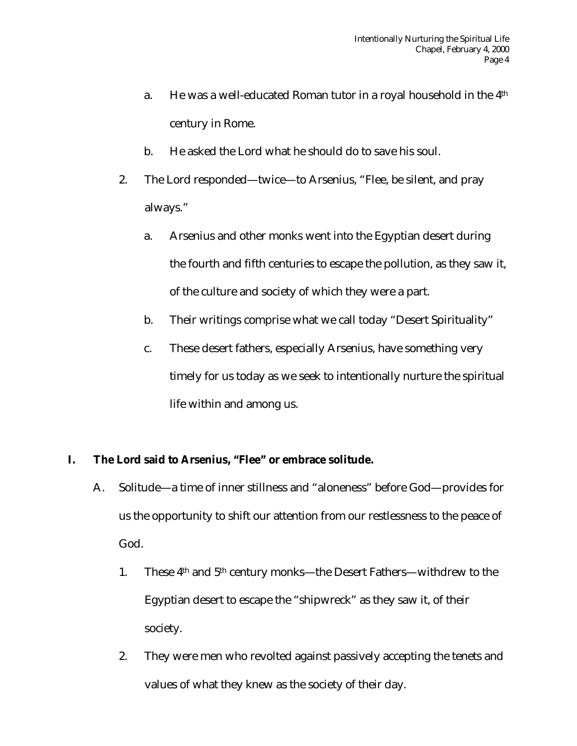a. He was a well-educated Roman tutor in a royal household in the 4th century in Rome.

b. He asked the Lord what he should do to save his soul.

2. The Lord responded—twice—to Arsenius, "Flee, be silent, and pray always."

   a. Arsenius and other monks went into the Egyptian desert during the fourth and fifth centuries to escape the pollution, as they saw it, of the culture and society of which they were a part.

   b. Their writings comprise what we call today "Desert Spirituality"

   c. These desert fathers, especially Arsenius, have something very timely for us today as we seek to intentionally nurture the spiritual life within and among us.

**I. The Lord said to Arsenius, "Flee" or embrace solitude.**

A. Solitude—a time of inner stillness and "aloneness" before God—provides for us the opportunity to shift our attention from our restlessness to the peace of God.

   1. These 4th and 5th century monks—the Desert Fathers—withdrew to the Egyptian desert to escape the "shipwreck" as they saw it, of their society.

   2. They were men who revolted against passively accepting the tenets and values of what they knew as the society of their day.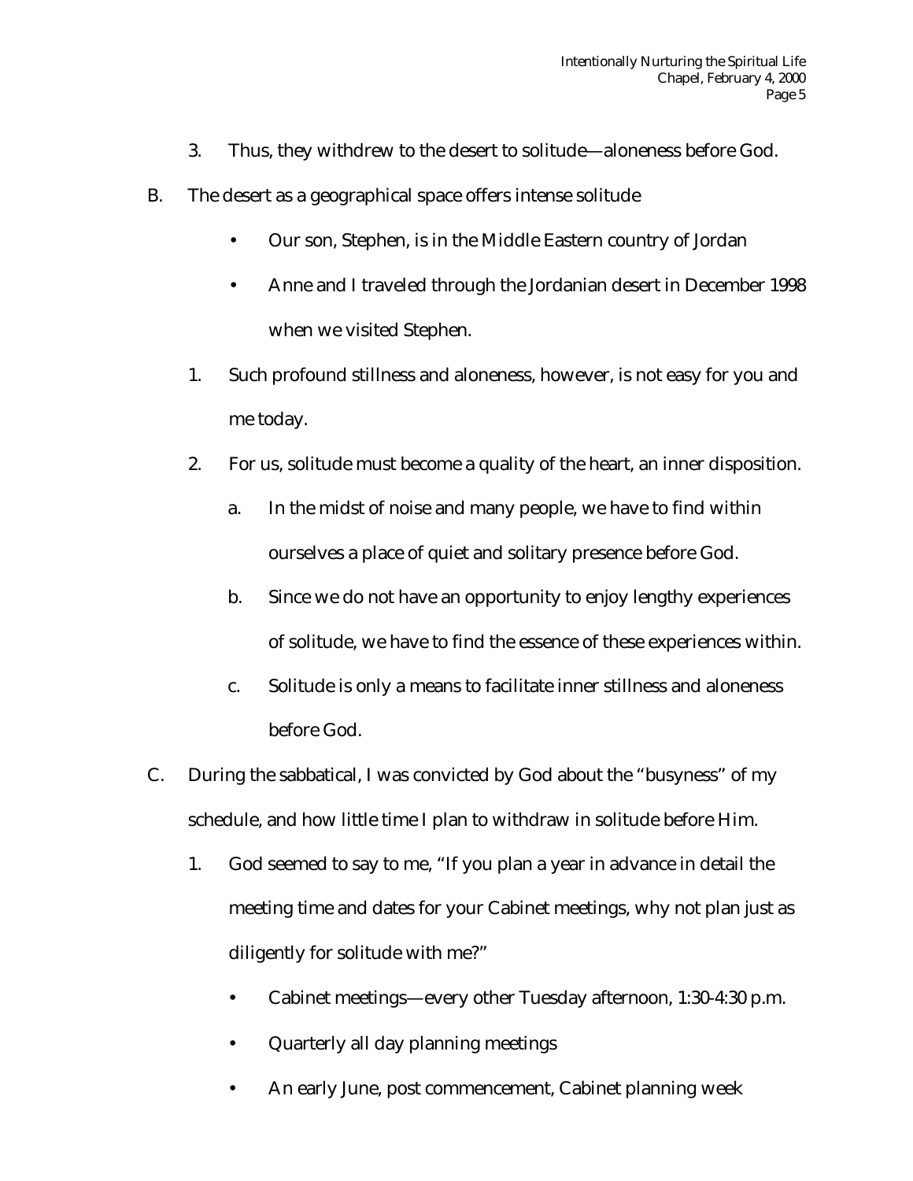3. Thus, they withdrew to the desert to solitude—aloneness before God.

B. The desert as a geographical space offers intense solitude

- Our son, Stephen, is in the Middle Eastern country of Jordan
- Anne and I traveled through the Jordanian desert in December 1998 when we visited Stephen.

1. Such profound stillness and aloneness, however, is not easy for you and me today.
2. For us, solitude must become a quality of the heart, an inner disposition.
   a. In the midst of noise and many people, we have to find within ourselves a place of quiet and solitary presence before God.
   b. Since we do not have an opportunity to enjoy lengthy experiences of solitude, we have to find the essence of these experiences within.
   c. Solitude is only a means to facilitate inner stillness and aloneness before God.

C. During the sabbatical, I was convicted by God about the "busyness" of my schedule, and how little time I plan to withdraw in solitude before Him.

1. God seemed to say to me, "If you plan a year in advance in detail the meeting time and dates for your Cabinet meetings, why not plan just as diligently for solitude with me?"
   - Cabinet meetings—every other Tuesday afternoon, 1:30-4:30 p.m.
   - Quarterly all day planning meetings
   - An early June, post commencement, Cabinet planning week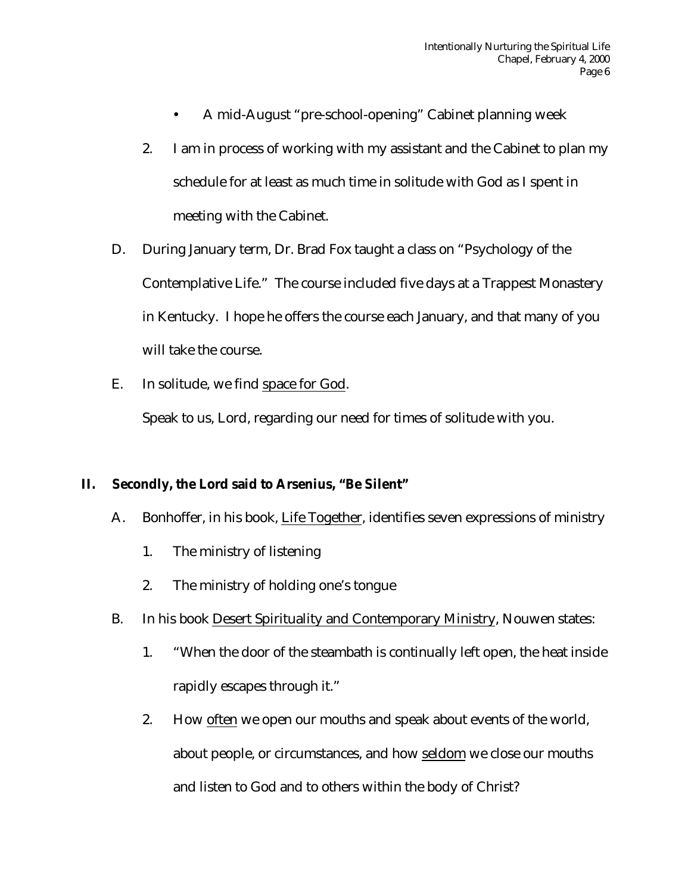- A mid-August "pre-school-opening" Cabinet planning week

2. I am in process of working with my assistant and the Cabinet to plan my schedule for at least as much time in solitude with God as I spent in meeting with the Cabinet.

D. During January term, Dr. Brad Fox taught a class on "Psychology of the Contemplative Life." The course included five days at a Trappest Monastery in Kentucky. I hope he offers the course each January, and that many of you will take the course.

E. In solitude, we find space for God.

Speak to us, Lord, regarding our need for times of solitude with you.

**II. Secondly, the Lord said to Arsenius, "Be Silent"**

A. Bonhoffer, in his book, Life Together, identifies seven expressions of ministry

1. The ministry of listening
2. The ministry of holding one's tongue

B. In his book Desert Spirituality and Contemporary Ministry, Nouwen states:

1. "When the door of the steambath is continually left open, the heat inside rapidly escapes through it."
2. How often we open our mouths and speak about events of the world, about people, or circumstances, and how seldom we close our mouths and listen to God and to others within the body of Christ?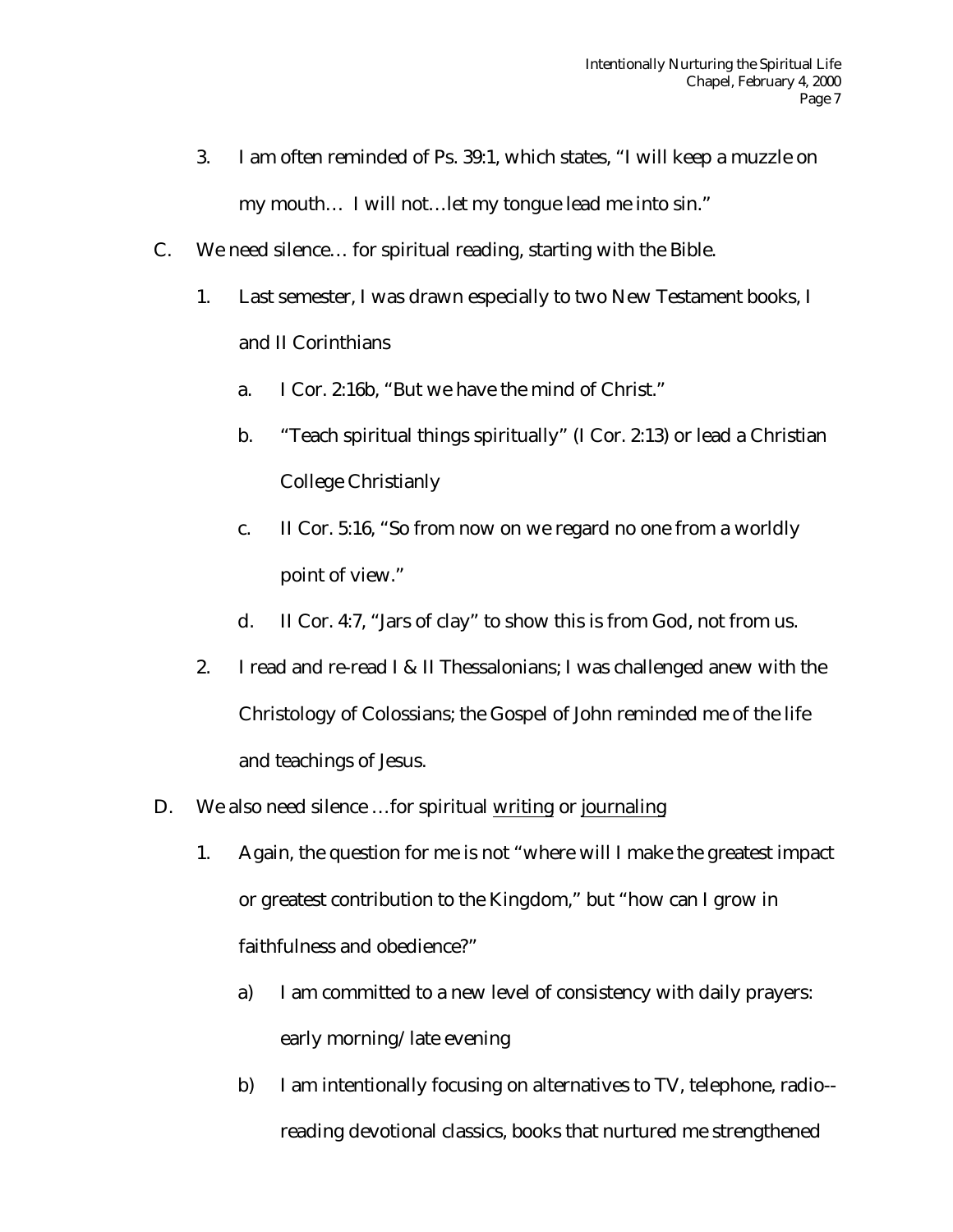3. I am often reminded of Ps. 39:1, which states, "I will keep a muzzle on my mouth… I will not…let my tongue lead me into sin."

C. We need silence… for spiritual reading, starting with the Bible.

   1. Last semester, I was drawn especially to two New Testament books, I and II Corinthians

      a. I Cor. 2:16b, "But we have the mind of Christ."

      b. "Teach spiritual things spiritually" (I Cor. 2:13) or lead a Christian College Christianly

      c. II Cor. 5:16, "So from now on we regard no one from a worldly point of view."

      d. II Cor. 4:7, "Jars of clay" to show this is from God, not from us.

   2. I read and re-read I & II Thessalonians; I was challenged anew with the Christology of Colossians; the Gospel of John reminded me of the life and teachings of Jesus.

D. We also need silence …for spiritual <u>writing</u> or <u>journaling</u>

   1. Again, the question for me is not "where will I make the greatest impact or greatest contribution to the Kingdom," but "how can I grow in faithfulness and obedience?"

      a) I am committed to a new level of consistency with daily prayers: early morning/ late evening

      b) I am intentionally focusing on alternatives to TV, telephone, radio--reading devotional classics, books that nurtured me strengthened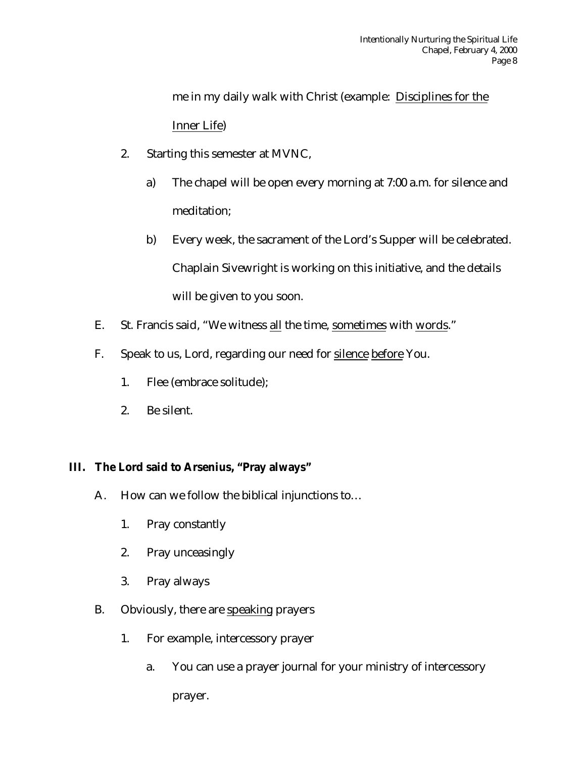me in my daily walk with Christ (example: <u>Disciplines for the Inner Life</u>)

2. Starting this semester at MVNC,

    a) The chapel will be open every morning at 7:00 a.m. for silence and meditation;

    b) Every week, the sacrament of the Lord's Supper will be celebrated. Chaplain Sivewright is working on this initiative, and the details will be given to you soon.

E. St. Francis said, "We witness <u>all</u> the time, <u>sometimes</u> with <u>words</u>."

F. Speak to us, Lord, regarding our need for <u>silence</u> <u>before</u> You.

1. Flee (embrace solitude);
2. Be silent.

## III. The Lord said to Arsenius, "Pray always"

A. How can we follow the biblical injunctions to…

1. Pray constantly
2. Pray unceasingly
3. Pray always

B. Obviously, there are <u>speaking</u> prayers

1. For example, intercessory prayer

    a. You can use a prayer journal for your ministry of intercessory prayer.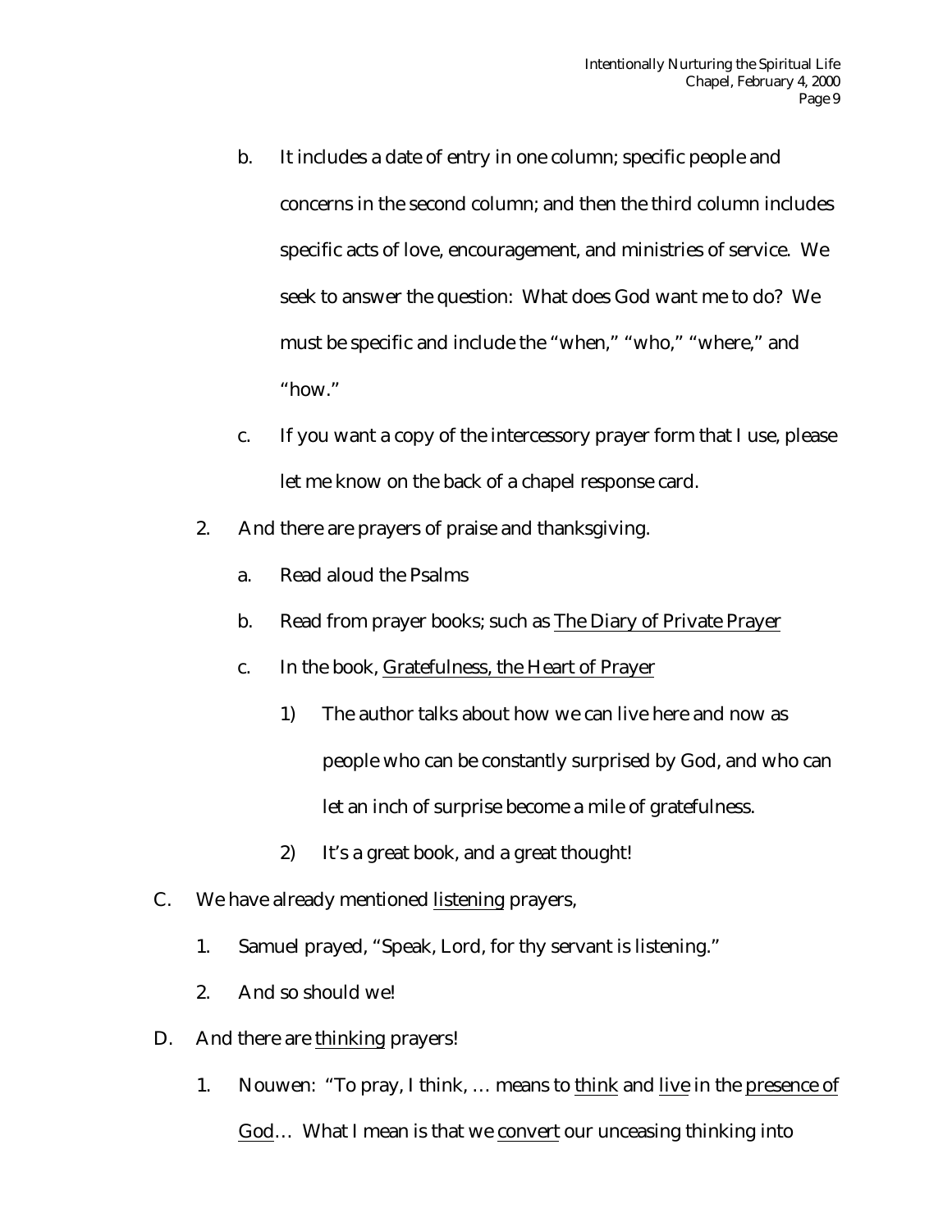b. It includes a date of entry in one column; specific people and concerns in the second column; and then the third column includes specific acts of love, encouragement, and ministries of service. We seek to answer the question: What does God want me to do? We must be specific and include the "when," "who," "where," and "how."

c. If you want a copy of the intercessory prayer form that I use, please let me know on the back of a chapel response card.

2. And there are prayers of praise and thanksgiving.

   a. Read aloud the Psalms

   b. Read from prayer books; such as <u>The Diary of Private Prayer</u>

   c. In the book, <u>Gratefulness, the Heart of Prayer</u>

      1) The author talks about how we can live here and now as people who can be constantly surprised by God, and who can let an inch of surprise become a mile of gratefulness.

      2) It's a great book, and a great thought!

C. We have already mentioned <u>listening</u> prayers,

   1. Samuel prayed, "Speak, Lord, for thy servant is listening."

   2. And so should we!

D. And there are <u>thinking</u> prayers!

   1. Nouwen: "To pray, I think, … means to <u>think</u> and <u>live</u> in the <u>presence of God</u>… What I mean is that we <u>convert</u> our unceasing thinking into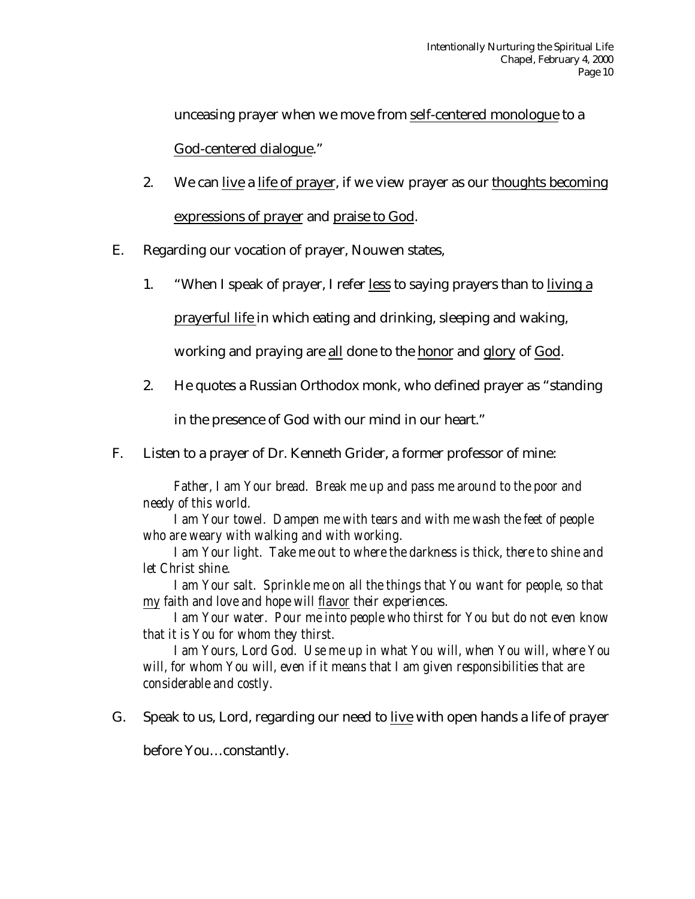unceasing prayer when we move from <u>self-centered monologue</u> to a <u>God-centered dialogue</u>."

2. We can <u>live</u> a <u>life of prayer</u>, if we view prayer as our <u>thoughts becoming expressions of prayer</u> and <u>praise to God</u>.

E. Regarding our vocation of prayer, Nouwen states,

1. "When I speak of prayer, I refer <u>less</u> to saying prayers than to <u>living a prayerful life</u> in which eating and drinking, sleeping and waking, working and praying are <u>all</u> done to the <u>honor</u> and <u>glory</u> of <u>God</u>.

2. He quotes a Russian Orthodox monk, who defined prayer as "standing in the presence of God with our mind in our heart."

F. Listen to a prayer of Dr. Kenneth Grider, a former professor of mine:

> *Father, I am Your bread. Break me up and pass me around to the poor and needy of this world.*
>
> *I am Your towel. Dampen me with tears and with me wash the feet of people who are weary with walking and with working.*
>
> *I am Your light. Take me out to where the darkness is thick, there to shine and let Christ shine.*
>
> *I am Your salt. Sprinkle me on all the things that You want for people, so that <u>my</u> faith and love and hope will <u>flavor</u> their experiences.*
>
> *I am Your water. Pour me into people who thirst for You but do not even know that it is You for whom they thirst.*
>
> *I am Yours, Lord God. Use me up in what You will, when You will, where You will, for whom You will, even if it means that I am given responsibilities that are considerable and costly.*

G. Speak to us, Lord, regarding our need to <u>live</u> with open hands a life of prayer before You…constantly.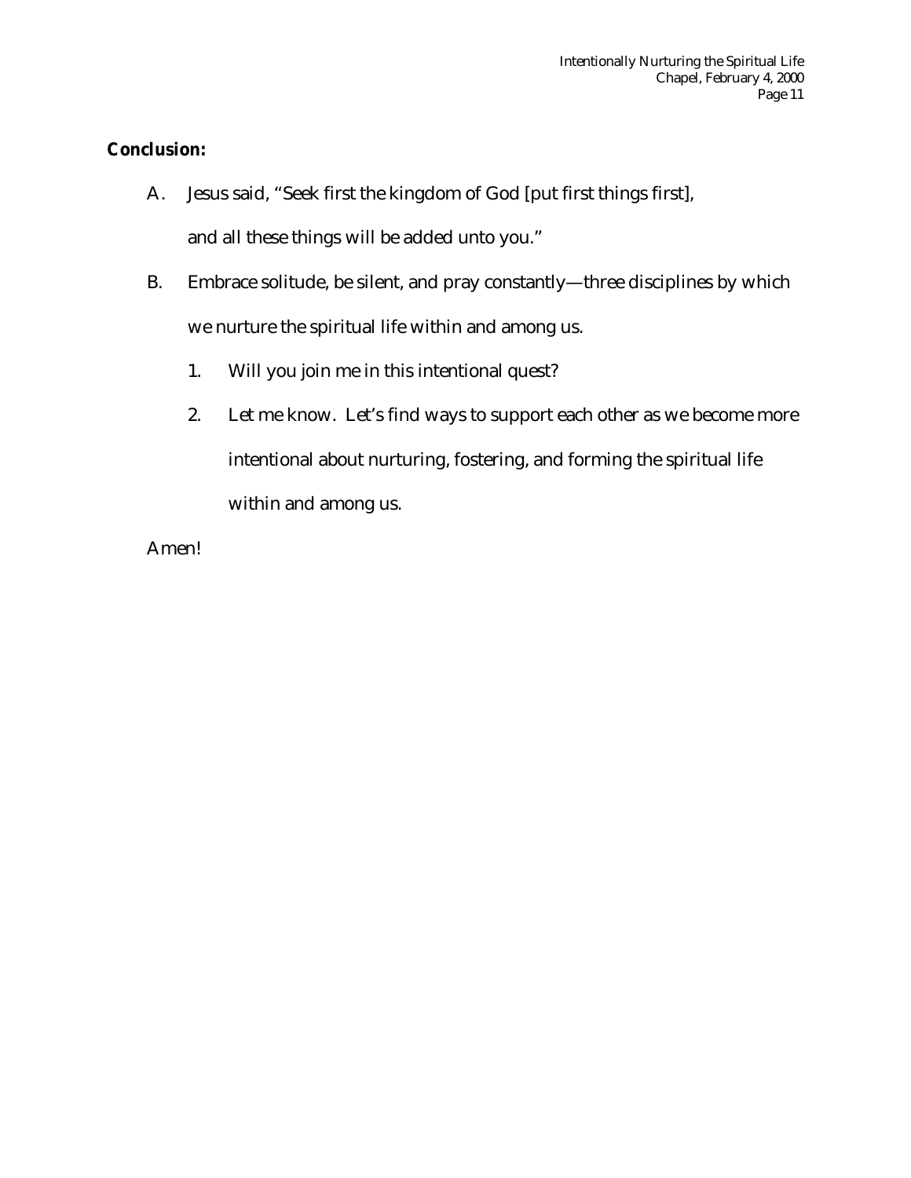**Conclusion:**

A. Jesus said, "Seek first the kingdom of God [put first things first], and all these things will be added unto you."

B. Embrace solitude, be silent, and pray constantly—three disciplines by which we nurture the spiritual life within and among us.

   1. Will you join me in this intentional quest?

   2. Let me know. Let's find ways to support each other as we become more intentional about nurturing, fostering, and forming the spiritual life within and among us.

Amen!